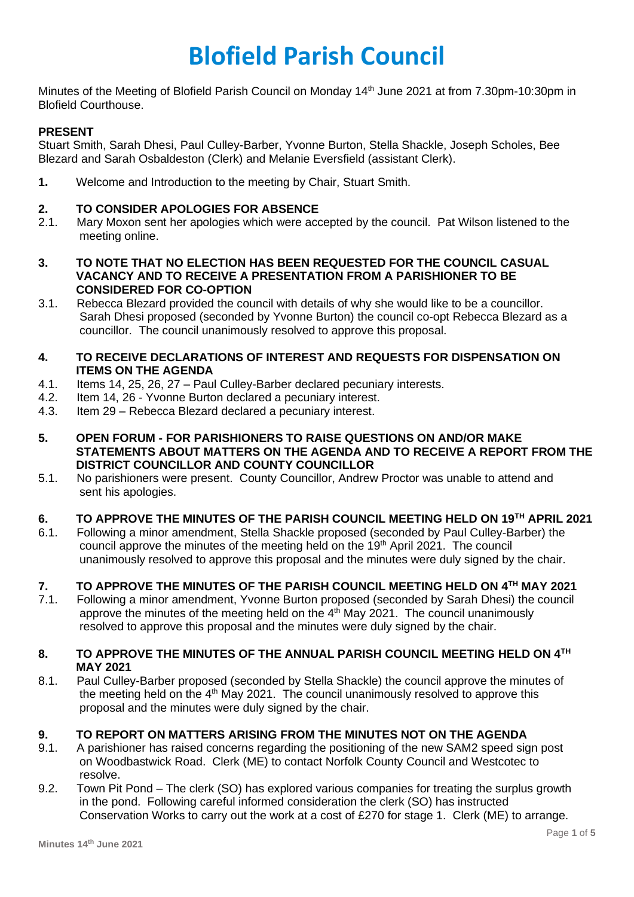# Blofield Parish Council

Minutes of the Meeting of Blofield Parish Council on Monday 14th June 2021 at from 7.30pm-10:30pm in Blofield Courthouse.

**PRESENT**

Stuart Smith, Sarah Dhesi, Paul Culley-Barber, Yvonne Burton, Stella Shackle, Joseph Scholes, Bee Blezard and Sarah Osbaldeston (Clerk) and Melanie Eversfield (assistant Clerk).

**1.** Welcome and Introduction to the meeting by Chair, Stuart Smith.

**2. TO CONSIDER APOLOGIES FOR ABSENCE**

2.1. Mary Moxon sent her apologies which were accepted by the council. Pat Wilson listened to the meeting online.

**3. TO NOTE THAT NO ELECTION HAS BEEN REQUESTED FOR THE COUNCIL CASUAL VACANCY AND TO RECEIVE A PRESENTATION FROM A PARISHIONER TO BE CONSIDERED FOR CO-OPTION**

3.1. Rebecca Blezard provided the council with details of why she would like to be a councillor. Sarah Dhesi proposed (seconded by Yvonne Burton) the council co-opt Rebecca Blezard as a councillor. The council unanimously resolved to approve this proposal.

**4. TO RECEIVE DECLARATIONS OF INTEREST AND REQUESTS FOR DISPENSATION ON ITEMS ON THE AGENDA**

4.1. Items 14, 25, 26, 27 – Paul Culley-Barber declared pecuniary interests.

4.2. Item 14, 26 - Yvonne Burton declared a pecuniary interest.

4.3. Item 29 – Rebecca Blezard declared a pecuniary interest.

**5. OPEN FORUM - FOR PARISHIONERS TO RAISE QUESTIONS ON AND/OR MAKE STATEMENTS ABOUT MATTERS ON THE AGENDA AND TO RECEIVE A REPORT FROM THE DISTRICT COUNCILLOR AND COUNTY COUNCILLOR**

5.1. No parishioners were present. County Councillor, Andrew Proctor was unable to attend and sent his apologies.

**6. TO APPROVE THE MINUTES OF THE PARISH COUNCIL MEETING HELD ON 19TH APRIL 2021**

6.1. Following a minor amendment, Stella Shackle proposed (seconded by Paul Culley-Barber) the council approve the minutes of the meeting held on the 19th April 2021. The council unanimously resolved to approve this proposal and the minutes were duly signed by the chair.

**7. TO APPROVE THE MINUTES OF THE PARISH COUNCIL MEETING HELD ON 4TH MAY 2021**

7.1. Following a minor amendment, Yvonne Burton proposed (seconded by Sarah Dhesi) the council approve the minutes of the meeting held on the 4th May 2021. The council unanimously resolved to approve this proposal and the minutes were duly signed by the chair.

**8. TO APPROVE THE MINUTES OF THE ANNUAL PARISH COUNCIL MEETING HELD ON 4TH MAY 2021**

8.1. Paul Culley-Barber proposed (seconded by Stella Shackle) the council approve the minutes of the meeting held on the 4th May 2021. The council unanimously resolved to approve this proposal and the minutes were duly signed by the chair.

**9. TO REPORT ON MATTERS ARISING FROM THE MINUTES NOT ON THE AGENDA**

9.1. A parishioner has raised concerns regarding the positioning of the new SAM2 speed sign post on Woodbastwick Road. Clerk (ME) to contact Norfolk County Council and Westcotec to resolve.

9.2. Town Pit Pond – The clerk (SO) has explored various companies for treating the surplus growth in the pond. Following careful informed consideration the clerk (SO) has instructed Conservation Works to carry out the work at a cost of £270 for stage 1. Clerk (ME) to arrange.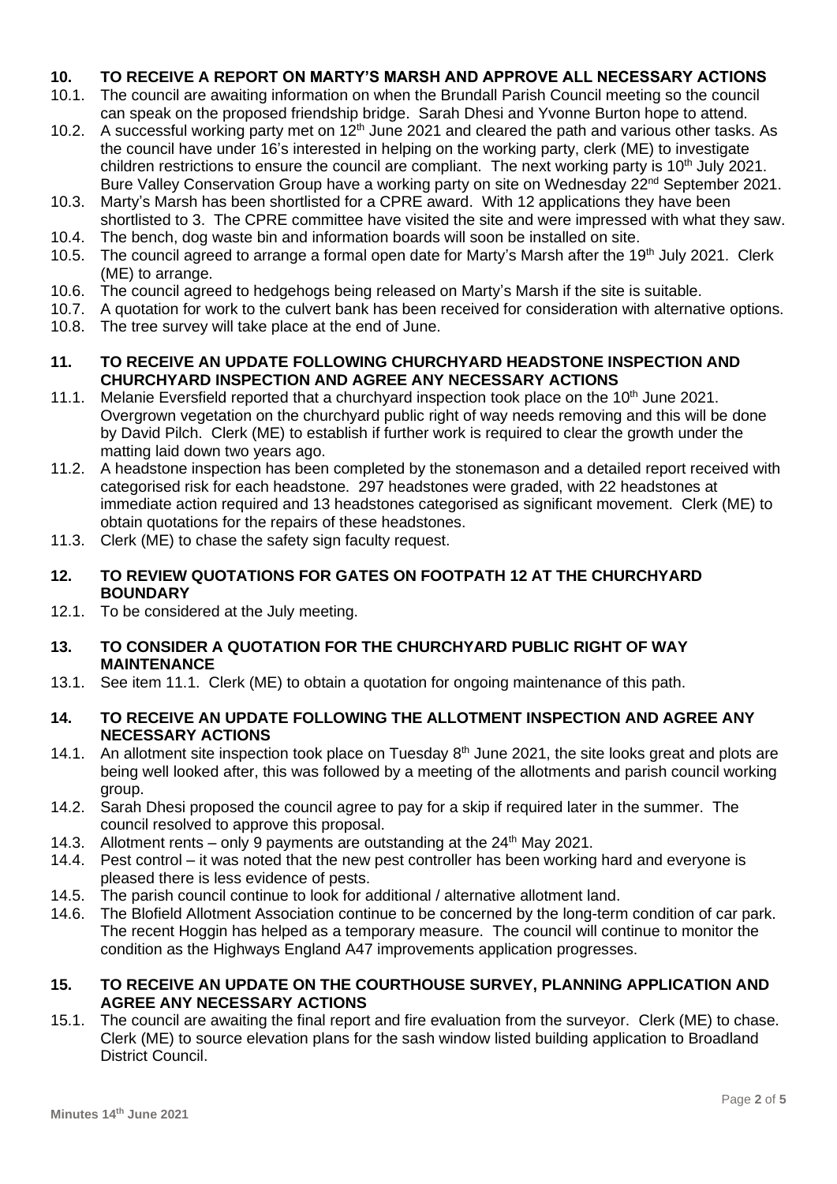## 10. TO RECEIVE A REPORT ON MARTY'S MARSH AND APPROVE ALL NECESSARY ACTIONS

10.1. The council are awaiting information on when the Brundall Parish Council meeting so the council can speak on the proposed friendship bridge. Sarah Dhesi and Yvonne Burton hope to attend.

10.2. A successful working party met on 12th June 2021 and cleared the path and various other tasks. As the council have under 16's interested in helping on the working party, clerk (ME) to investigate children restrictions to ensure the council are compliant. The next working party is 10th July 2021. Bure Valley Conservation Group have a working party on site on Wednesday 22nd September 2021.

10.3. Marty's Marsh has been shortlisted for a CPRE award. With 12 applications they have been shortlisted to 3. The CPRE committee have visited the site and were impressed with what they saw.

10.4. The bench, dog waste bin and information boards will soon be installed on site.

10.5. The council agreed to arrange a formal open date for Marty's Marsh after the 19th July 2021. Clerk (ME) to arrange.

10.6. The council agreed to hedgehogs being released on Marty's Marsh if the site is suitable.

10.7. A quotation for work to the culvert bank has been received for consideration with alternative options.

10.8. The tree survey will take place at the end of June.

## 11. TO RECEIVE AN UPDATE FOLLOWING CHURCHYARD HEADSTONE INSPECTION AND CHURCHYARD INSPECTION AND AGREE ANY NECESSARY ACTIONS

11.1. Melanie Eversfield reported that a churchyard inspection took place on the 10th June 2021. Overgrown vegetation on the churchyard public right of way needs removing and this will be done by David Pilch. Clerk (ME) to establish if further work is required to clear the growth under the matting laid down two years ago.

11.2. A headstone inspection has been completed by the stonemason and a detailed report received with categorised risk for each headstone. 297 headstones were graded, with 22 headstones at immediate action required and 13 headstones categorised as significant movement. Clerk (ME) to obtain quotations for the repairs of these headstones.

11.3. Clerk (ME) to chase the safety sign faculty request.

## 12. TO REVIEW QUOTATIONS FOR GATES ON FOOTPATH 12 AT THE CHURCHYARD BOUNDARY

12.1. To be considered at the July meeting.

## 13. TO CONSIDER A QUOTATION FOR THE CHURCHYARD PUBLIC RIGHT OF WAY MAINTENANCE

13.1. See item 11.1. Clerk (ME) to obtain a quotation for ongoing maintenance of this path.

## 14. TO RECEIVE AN UPDATE FOLLOWING THE ALLOTMENT INSPECTION AND AGREE ANY NECESSARY ACTIONS

14.1. An allotment site inspection took place on Tuesday 8th June 2021, the site looks great and plots are being well looked after, this was followed by a meeting of the allotments and parish council working group.

14.2. Sarah Dhesi proposed the council agree to pay for a skip if required later in the summer. The council resolved to approve this proposal.

14.3. Allotment rents – only 9 payments are outstanding at the 24th May 2021.

14.4. Pest control – it was noted that the new pest controller has been working hard and everyone is pleased there is less evidence of pests.

14.5. The parish council continue to look for additional / alternative allotment land.

14.6. The Blofield Allotment Association continue to be concerned by the long-term condition of car park. The recent Hoggin has helped as a temporary measure. The council will continue to monitor the condition as the Highways England A47 improvements application progresses.

## 15. TO RECEIVE AN UPDATE ON THE COURTHOUSE SURVEY, PLANNING APPLICATION AND AGREE ANY NECESSARY ACTIONS

15.1. The council are awaiting the final report and fire evaluation from the surveyor. Clerk (ME) to chase. Clerk (ME) to source elevation plans for the sash window listed building application to Broadland District Council.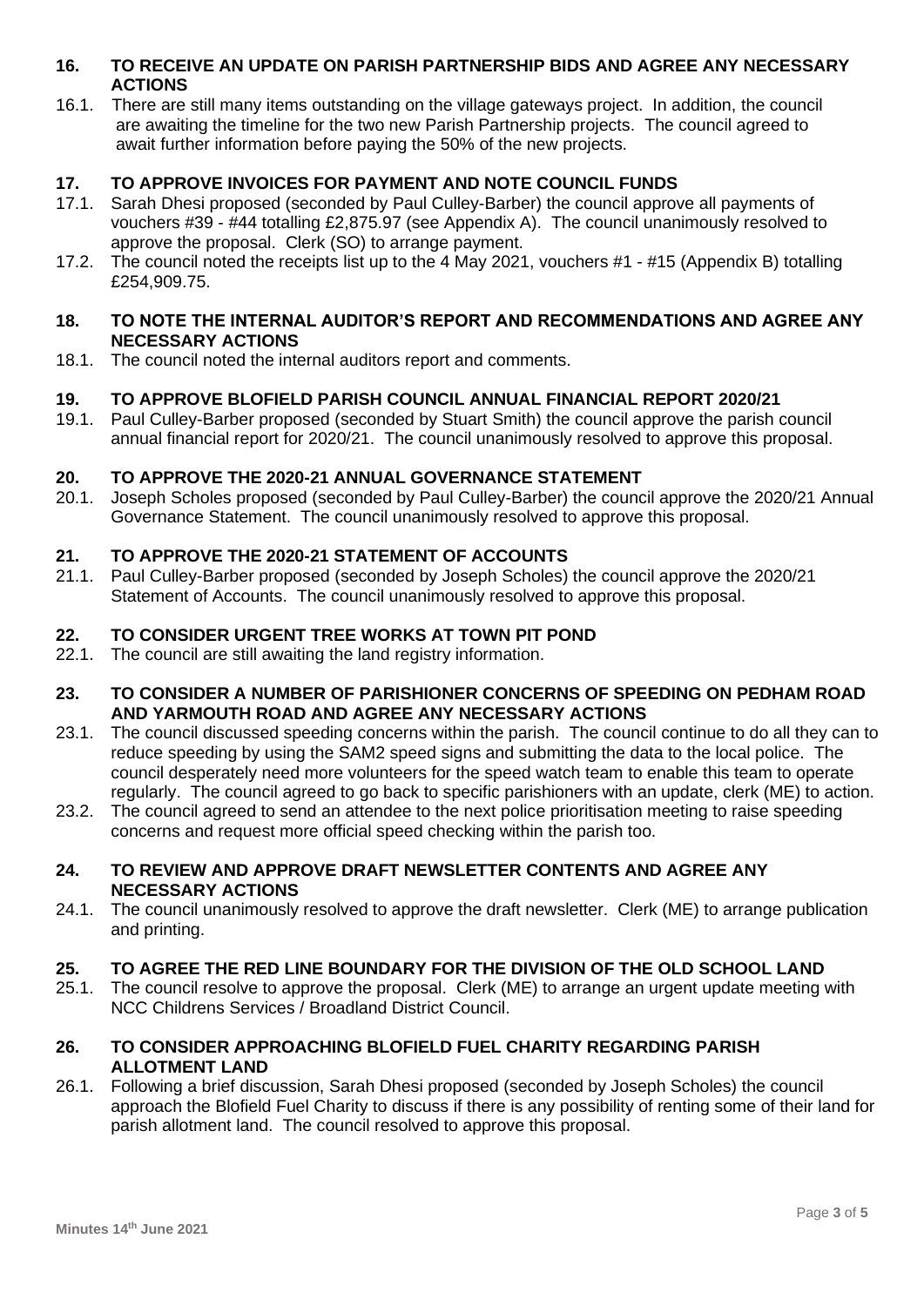## 16. TO RECEIVE AN UPDATE ON PARISH PARTNERSHIP BIDS AND AGREE ANY NECESSARY ACTIONS

16.1. There are still many items outstanding on the village gateways project. In addition, the council are awaiting the timeline for the two new Parish Partnership projects. The council agreed to await further information before paying the 50% of the new projects.

## 17. TO APPROVE INVOICES FOR PAYMENT AND NOTE COUNCIL FUNDS

17.1. Sarah Dhesi proposed (seconded by Paul Culley-Barber) the council approve all payments of vouchers #39 - #44 totalling £2,875.97 (see Appendix A). The council unanimously resolved to approve the proposal. Clerk (SO) to arrange payment.

17.2. The council noted the receipts list up to the 4 May 2021, vouchers #1 - #15 (Appendix B) totalling £254,909.75.

## 18. TO NOTE THE INTERNAL AUDITOR'S REPORT AND RECOMMENDATIONS AND AGREE ANY NECESSARY ACTIONS

18.1. The council noted the internal auditors report and comments.

## 19. TO APPROVE BLOFIELD PARISH COUNCIL ANNUAL FINANCIAL REPORT 2020/21

19.1. Paul Culley-Barber proposed (seconded by Stuart Smith) the council approve the parish council annual financial report for 2020/21. The council unanimously resolved to approve this proposal.

## 20. TO APPROVE THE 2020-21 ANNUAL GOVERNANCE STATEMENT

20.1. Joseph Scholes proposed (seconded by Paul Culley-Barber) the council approve the 2020/21 Annual Governance Statement. The council unanimously resolved to approve this proposal.

## 21. TO APPROVE THE 2020-21 STATEMENT OF ACCOUNTS

21.1. Paul Culley-Barber proposed (seconded by Joseph Scholes) the council approve the 2020/21 Statement of Accounts. The council unanimously resolved to approve this proposal.

## 22. TO CONSIDER URGENT TREE WORKS AT TOWN PIT POND

22.1. The council are still awaiting the land registry information.

## 23. TO CONSIDER A NUMBER OF PARISHIONER CONCERNS OF SPEEDING ON PEDHAM ROAD AND YARMOUTH ROAD AND AGREE ANY NECESSARY ACTIONS

23.1. The council discussed speeding concerns within the parish. The council continue to do all they can to reduce speeding by using the SAM2 speed signs and submitting the data to the local police. The council desperately need more volunteers for the speed watch team to enable this team to operate regularly. The council agreed to go back to specific parishioners with an update, clerk (ME) to action.

23.2. The council agreed to send an attendee to the next police prioritisation meeting to raise speeding concerns and request more official speed checking within the parish too.

## 24. TO REVIEW AND APPROVE DRAFT NEWSLETTER CONTENTS AND AGREE ANY NECESSARY ACTIONS

24.1. The council unanimously resolved to approve the draft newsletter. Clerk (ME) to arrange publication and printing.

## 25. TO AGREE THE RED LINE BOUNDARY FOR THE DIVISION OF THE OLD SCHOOL LAND

25.1. The council resolve to approve the proposal. Clerk (ME) to arrange an urgent update meeting with NCC Childrens Services / Broadland District Council.

## 26. TO CONSIDER APPROACHING BLOFIELD FUEL CHARITY REGARDING PARISH ALLOTMENT LAND

26.1. Following a brief discussion, Sarah Dhesi proposed (seconded by Joseph Scholes) the council approach the Blofield Fuel Charity to discuss if there is any possibility of renting some of their land for parish allotment land. The council resolved to approve this proposal.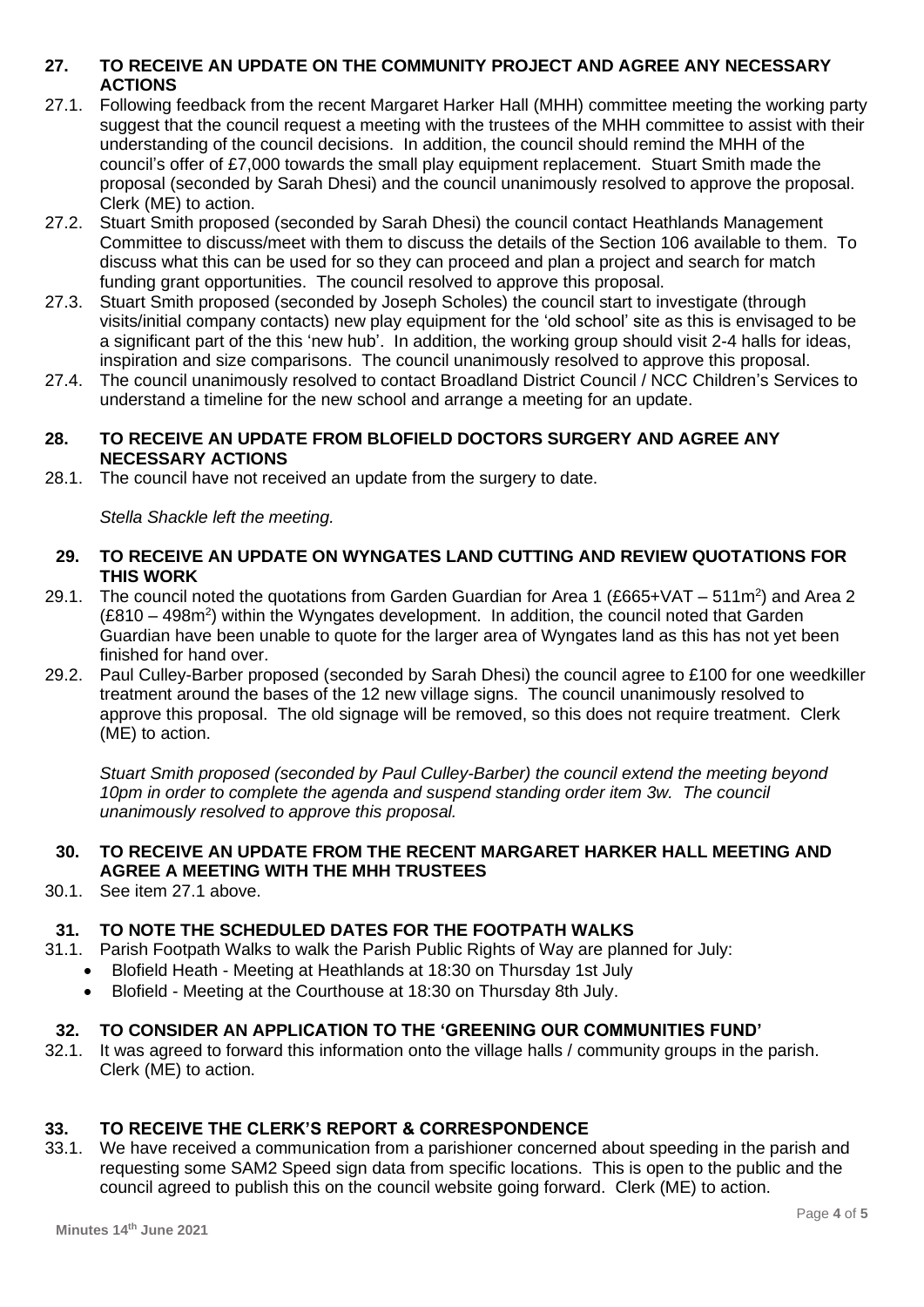## 27. TO RECEIVE AN UPDATE ON THE COMMUNITY PROJECT AND AGREE ANY NECESSARY ACTIONS

27.1. Following feedback from the recent Margaret Harker Hall (MHH) committee meeting the working party suggest that the council request a meeting with the trustees of the MHH committee to assist with their understanding of the council decisions. In addition, the council should remind the MHH of the council's offer of £7,000 towards the small play equipment replacement. Stuart Smith made the proposal (seconded by Sarah Dhesi) and the council unanimously resolved to approve the proposal. Clerk (ME) to action.

27.2. Stuart Smith proposed (seconded by Sarah Dhesi) the council contact Heathlands Management Committee to discuss/meet with them to discuss the details of the Section 106 available to them. To discuss what this can be used for so they can proceed and plan a project and search for match funding grant opportunities. The council resolved to approve this proposal.

27.3. Stuart Smith proposed (seconded by Joseph Scholes) the council start to investigate (through visits/initial company contacts) new play equipment for the 'old school' site as this is envisaged to be a significant part of the this 'new hub'. In addition, the working group should visit 2-4 halls for ideas, inspiration and size comparisons. The council unanimously resolved to approve this proposal.

27.4. The council unanimously resolved to contact Broadland District Council / NCC Children's Services to understand a timeline for the new school and arrange a meeting for an update.

## 28. TO RECEIVE AN UPDATE FROM BLOFIELD DOCTORS SURGERY AND AGREE ANY NECESSARY ACTIONS

28.1. The council have not received an update from the surgery to date.

*Stella Shackle left the meeting.*

## 29. TO RECEIVE AN UPDATE ON WYNGATES LAND CUTTING AND REVIEW QUOTATIONS FOR THIS WORK

29.1. The council noted the quotations from Garden Guardian for Area 1 (£665+VAT – 511m$^2$) and Area 2 (£810 – 498m$^2$) within the Wyngates development. In addition, the council noted that Garden Guardian have been unable to quote for the larger area of Wyngates land as this has not yet been finished for hand over.

29.2. Paul Culley-Barber proposed (seconded by Sarah Dhesi) the council agree to £100 for one weedkiller treatment around the bases of the 12 new village signs. The council unanimously resolved to approve this proposal. The old signage will be removed, so this does not require treatment. Clerk (ME) to action.

*Stuart Smith proposed (seconded by Paul Culley-Barber) the council extend the meeting beyond 10pm in order to complete the agenda and suspend standing order item 3w. The council unanimously resolved to approve this proposal.*

## 30. TO RECEIVE AN UPDATE FROM THE RECENT MARGARET HARKER HALL MEETING AND AGREE A MEETING WITH THE MHH TRUSTEES

30.1. See item 27.1 above.

## 31. TO NOTE THE SCHEDULED DATES FOR THE FOOTPATH WALKS

31.1. Parish Footpath Walks to walk the Parish Public Rights of Way are planned for July:

- Blofield Heath - Meeting at Heathlands at 18:30 on Thursday 1st July
- Blofield - Meeting at the Courthouse at 18:30 on Thursday 8th July.

## 32. TO CONSIDER AN APPLICATION TO THE 'GREENING OUR COMMUNITIES FUND'

32.1. It was agreed to forward this information onto the village halls / community groups in the parish. Clerk (ME) to action.

## 33. TO RECEIVE THE CLERK'S REPORT & CORRESPONDENCE

33.1. We have received a communication from a parishioner concerned about speeding in the parish and requesting some SAM2 Speed sign data from specific locations. This is open to the public and the council agreed to publish this on the council website going forward. Clerk (ME) to action.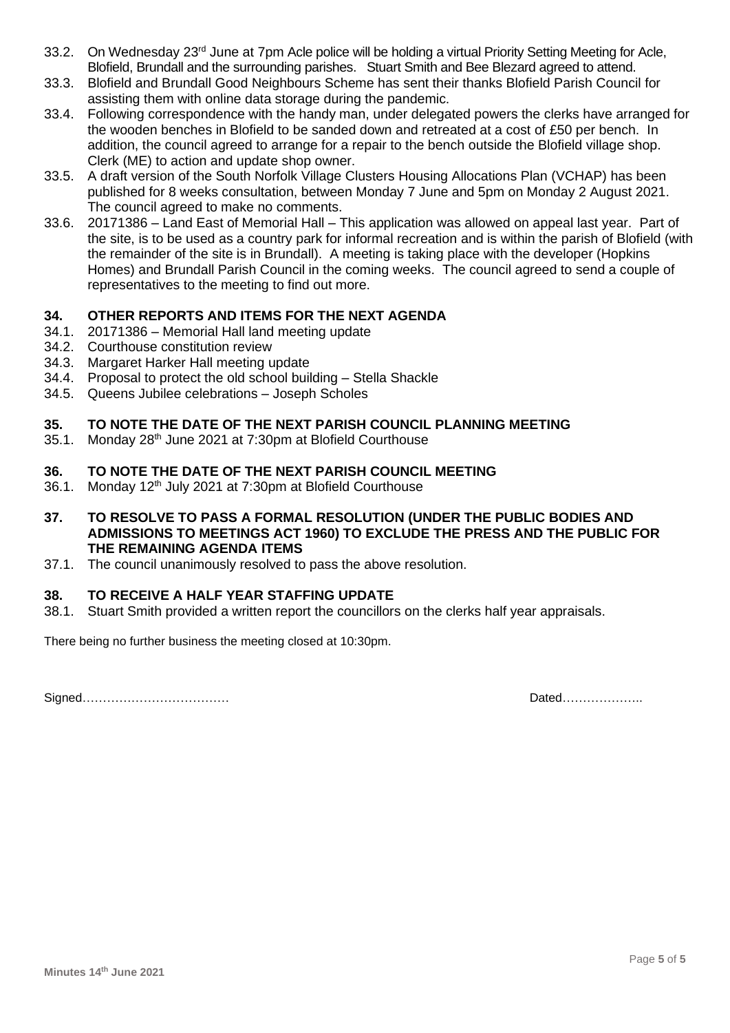33.2. On Wednesday 23rd June at 7pm Acle police will be holding a virtual Priority Setting Meeting for Acle, Blofield, Brundall and the surrounding parishes. Stuart Smith and Bee Blezard agreed to attend.

33.3. Blofield and Brundall Good Neighbours Scheme has sent their thanks Blofield Parish Council for assisting them with online data storage during the pandemic.

33.4. Following correspondence with the handy man, under delegated powers the clerks have arranged for the wooden benches in Blofield to be sanded down and retreated at a cost of £50 per bench. In addition, the council agreed to arrange for a repair to the bench outside the Blofield village shop. Clerk (ME) to action and update shop owner.

33.5. A draft version of the South Norfolk Village Clusters Housing Allocations Plan (VCHAP) has been published for 8 weeks consultation, between Monday 7 June and 5pm on Monday 2 August 2021. The council agreed to make no comments.

33.6. 20171386 – Land East of Memorial Hall – This application was allowed on appeal last year. Part of the site, is to be used as a country park for informal recreation and is within the parish of Blofield (with the remainder of the site is in Brundall). A meeting is taking place with the developer (Hopkins Homes) and Brundall Parish Council in the coming weeks. The council agreed to send a couple of representatives to the meeting to find out more.

## 34. OTHER REPORTS AND ITEMS FOR THE NEXT AGENDA

34.1. 20171386 – Memorial Hall land meeting update

34.2. Courthouse constitution review

34.3. Margaret Harker Hall meeting update

34.4. Proposal to protect the old school building – Stella Shackle

34.5. Queens Jubilee celebrations – Joseph Scholes

## 35. TO NOTE THE DATE OF THE NEXT PARISH COUNCIL PLANNING MEETING

35.1. Monday 28th June 2021 at 7:30pm at Blofield Courthouse

## 36. TO NOTE THE DATE OF THE NEXT PARISH COUNCIL MEETING

36.1. Monday 12th July 2021 at 7:30pm at Blofield Courthouse

## 37. TO RESOLVE TO PASS A FORMAL RESOLUTION (UNDER THE PUBLIC BODIES AND ADMISSIONS TO MEETINGS ACT 1960) TO EXCLUDE THE PRESS AND THE PUBLIC FOR THE REMAINING AGENDA ITEMS

37.1. The council unanimously resolved to pass the above resolution.

## 38. TO RECEIVE A HALF YEAR STAFFING UPDATE

38.1. Stuart Smith provided a written report the councillors on the clerks half year appraisals.

There being no further business the meeting closed at 10:30pm.

Signed……………………………… Dated………………..

Minutes 14th June 2021